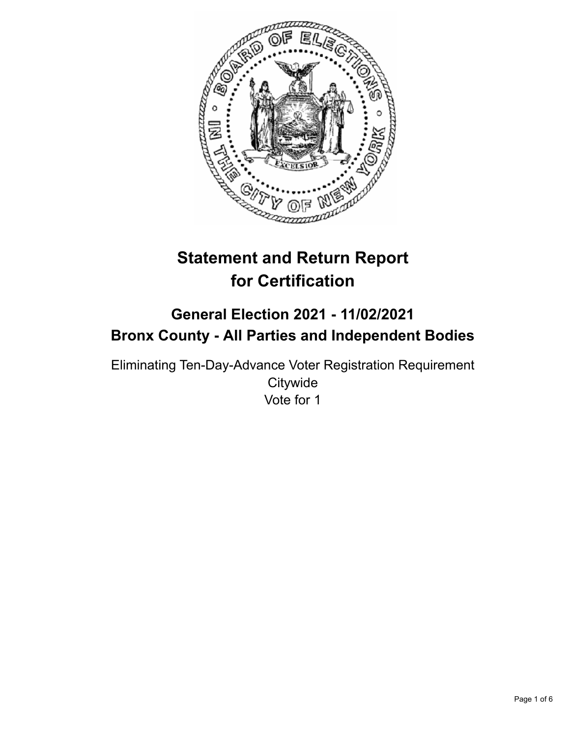# Statement and Return Report for Certification

## General Election 2021 - 11/02/2021
## Bronx County - All Parties and Independent Bodies

Eliminating Ten-Day-Advance Voter Registration Requirement
Citywide
Vote for 1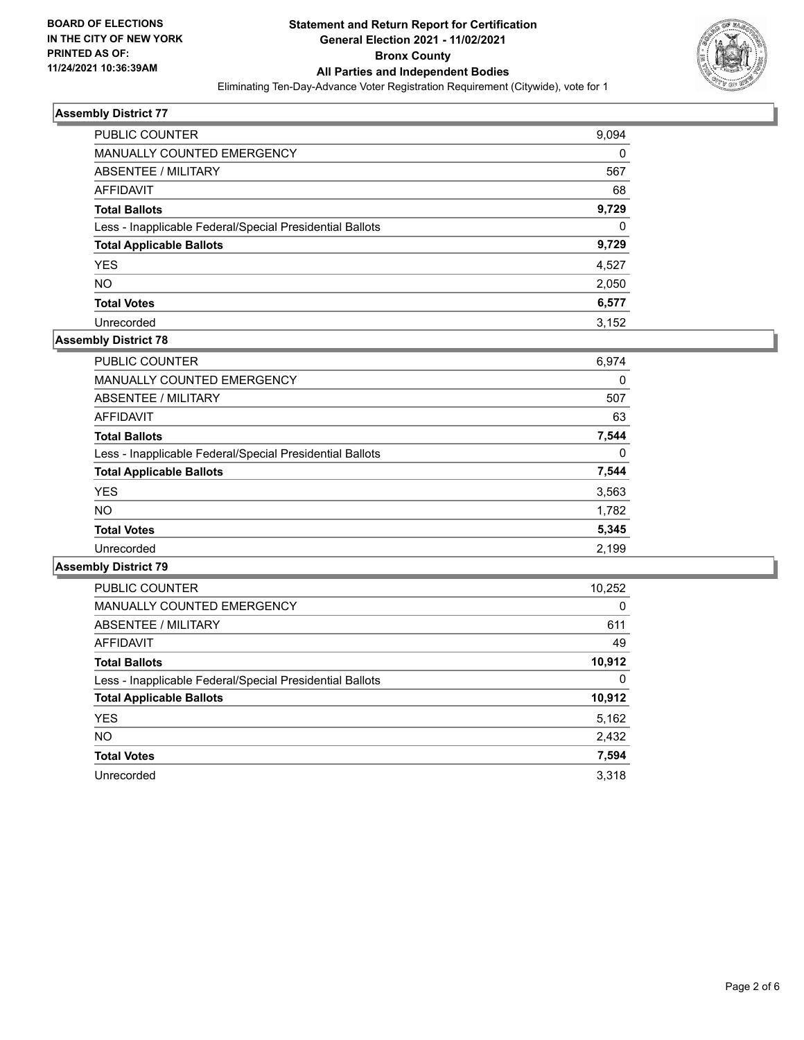BOARD OF ELECTIONS
IN THE CITY OF NEW YORK
PRINTED AS OF:
11/24/2021 10:36:39AM

# Statement and Return Report for Certification
## General Election 2021 - 11/02/2021
## Bronx County
## All Parties and Independent Bodies

Eliminating Ten-Day-Advance Voter Registration Requirement (Citywide), vote for 1

### Assembly District 77

| | |
|---|---|
| PUBLIC COUNTER | 9,094 |
| MANUALLY COUNTED EMERGENCY | 0 |
| ABSENTEE / MILITARY | 567 |
| AFFIDAVIT | 68 |
| **Total Ballots** | **9,729** |
| Less - Inapplicable Federal/Special Presidential Ballots | 0 |
| **Total Applicable Ballots** | **9,729** |
| YES | 4,527 |
| NO | 2,050 |
| **Total Votes** | **6,577** |
| Unrecorded | 3,152 |

### Assembly District 78

| | |
|---|---|
| PUBLIC COUNTER | 6,974 |
| MANUALLY COUNTED EMERGENCY | 0 |
| ABSENTEE / MILITARY | 507 |
| AFFIDAVIT | 63 |
| **Total Ballots** | **7,544** |
| Less - Inapplicable Federal/Special Presidential Ballots | 0 |
| **Total Applicable Ballots** | **7,544** |
| YES | 3,563 |
| NO | 1,782 |
| **Total Votes** | **5,345** |
| Unrecorded | 2,199 |

### Assembly District 79

| | |
|---|---|
| PUBLIC COUNTER | 10,252 |
| MANUALLY COUNTED EMERGENCY | 0 |
| ABSENTEE / MILITARY | 611 |
| AFFIDAVIT | 49 |
| **Total Ballots** | **10,912** |
| Less - Inapplicable Federal/Special Presidential Ballots | 0 |
| **Total Applicable Ballots** | **10,912** |
| YES | 5,162 |
| NO | 2,432 |
| **Total Votes** | **7,594** |
| Unrecorded | 3,318 |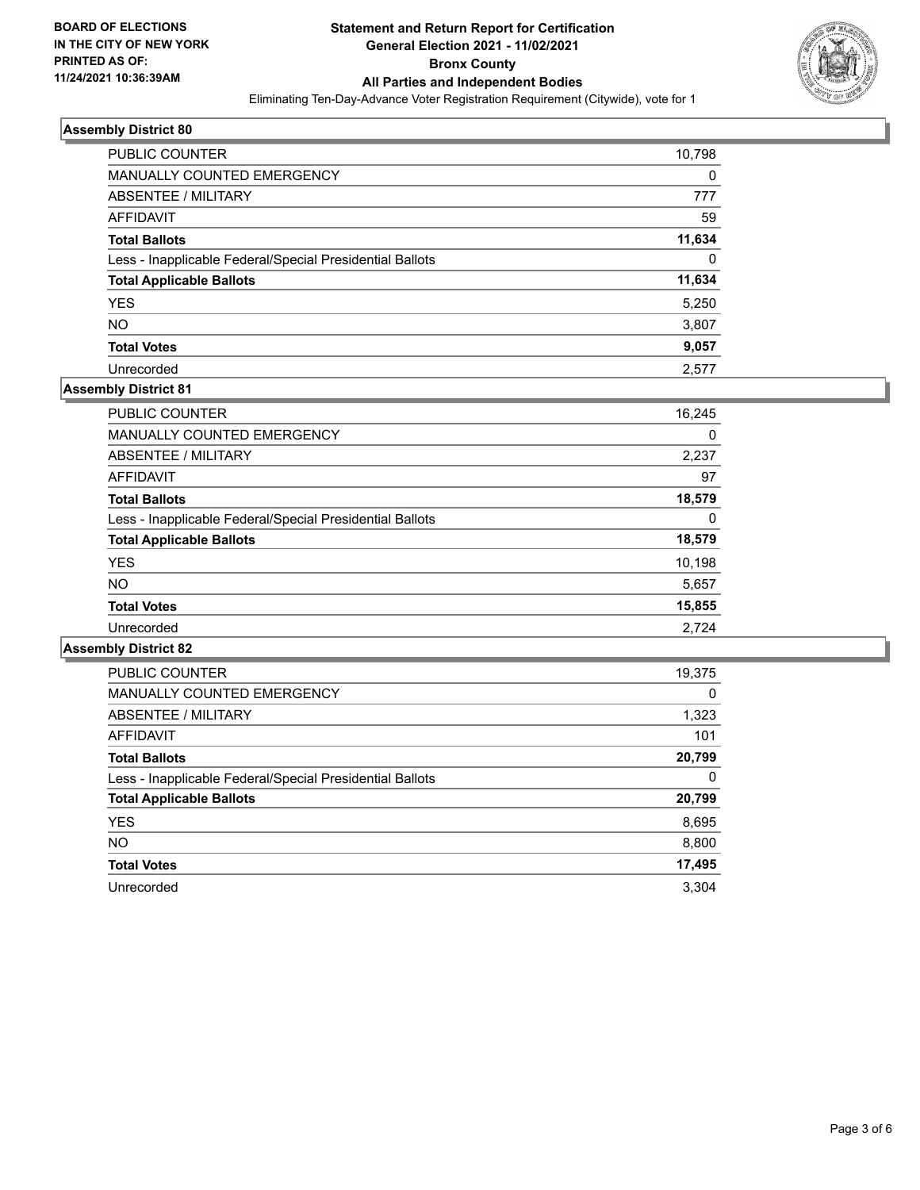**BOARD OF ELECTIONS IN THE CITY OF NEW YORK PRINTED AS OF: 11/24/2021 10:36:39AM**

# Statement and Return Report for Certification General Election 2021 - 11/02/2021 Bronx County All Parties and Independent Bodies

Eliminating Ten-Day-Advance Voter Registration Requirement (Citywide), vote for 1

## Assembly District 80

| | |
|---|---|
| PUBLIC COUNTER | 10,798 |
| MANUALLY COUNTED EMERGENCY | 0 |
| ABSENTEE / MILITARY | 777 |
| AFFIDAVIT | 59 |
| **Total Ballots** | **11,634** |
| Less - Inapplicable Federal/Special Presidential Ballots | 0 |
| **Total Applicable Ballots** | **11,634** |
| YES | 5,250 |
| NO | 3,807 |
| **Total Votes** | **9,057** |
| Unrecorded | 2,577 |

## Assembly District 81

| | |
|---|---|
| PUBLIC COUNTER | 16,245 |
| MANUALLY COUNTED EMERGENCY | 0 |
| ABSENTEE / MILITARY | 2,237 |
| AFFIDAVIT | 97 |
| **Total Ballots** | **18,579** |
| Less - Inapplicable Federal/Special Presidential Ballots | 0 |
| **Total Applicable Ballots** | **18,579** |
| YES | 10,198 |
| NO | 5,657 |
| **Total Votes** | **15,855** |
| Unrecorded | 2,724 |

## Assembly District 82

| | |
|---|---|
| PUBLIC COUNTER | 19,375 |
| MANUALLY COUNTED EMERGENCY | 0 |
| ABSENTEE / MILITARY | 1,323 |
| AFFIDAVIT | 101 |
| **Total Ballots** | **20,799** |
| Less - Inapplicable Federal/Special Presidential Ballots | 0 |
| **Total Applicable Ballots** | **20,799** |
| YES | 8,695 |
| NO | 8,800 |
| **Total Votes** | **17,495** |
| Unrecorded | 3,304 |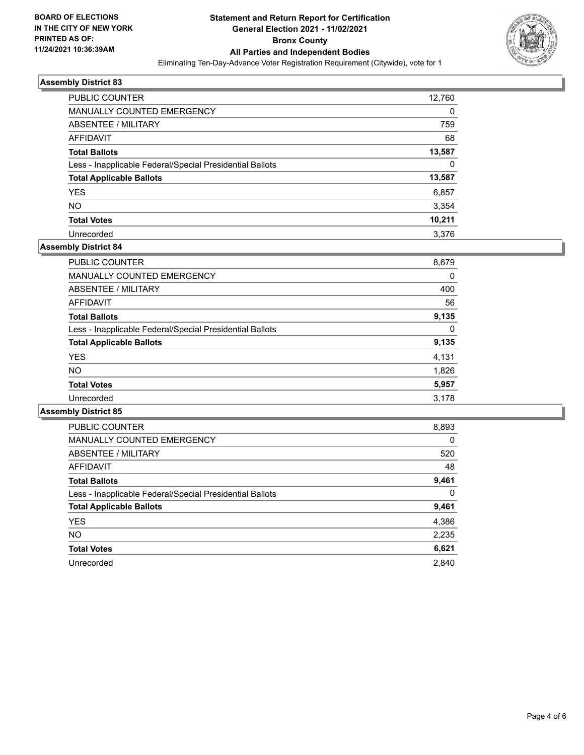**BOARD OF ELECTIONS IN THE CITY OF NEW YORK PRINTED AS OF: 11/24/2021 10:36:39AM**

# Statement and Return Report for Certification
## General Election 2021 - 11/02/2021
## Bronx County
## All Parties and Independent Bodies

Eliminating Ten-Day-Advance Voter Registration Requirement (Citywide), vote for 1

### Assembly District 83

| | |
|---|---|
| PUBLIC COUNTER | 12,760 |
| MANUALLY COUNTED EMERGENCY | 0 |
| ABSENTEE / MILITARY | 759 |
| AFFIDAVIT | 68 |
| **Total Ballots** | **13,587** |
| Less - Inapplicable Federal/Special Presidential Ballots | 0 |
| **Total Applicable Ballots** | **13,587** |
| YES | 6,857 |
| NO | 3,354 |
| **Total Votes** | **10,211** |
| Unrecorded | 3,376 |

### Assembly District 84

| | |
|---|---|
| PUBLIC COUNTER | 8,679 |
| MANUALLY COUNTED EMERGENCY | 0 |
| ABSENTEE / MILITARY | 400 |
| AFFIDAVIT | 56 |
| **Total Ballots** | **9,135** |
| Less - Inapplicable Federal/Special Presidential Ballots | 0 |
| **Total Applicable Ballots** | **9,135** |
| YES | 4,131 |
| NO | 1,826 |
| **Total Votes** | **5,957** |
| Unrecorded | 3,178 |

### Assembly District 85

| | |
|---|---|
| PUBLIC COUNTER | 8,893 |
| MANUALLY COUNTED EMERGENCY | 0 |
| ABSENTEE / MILITARY | 520 |
| AFFIDAVIT | 48 |
| **Total Ballots** | **9,461** |
| Less - Inapplicable Federal/Special Presidential Ballots | 0 |
| **Total Applicable Ballots** | **9,461** |
| YES | 4,386 |
| NO | 2,235 |
| **Total Votes** | **6,621** |
| Unrecorded | 2,840 |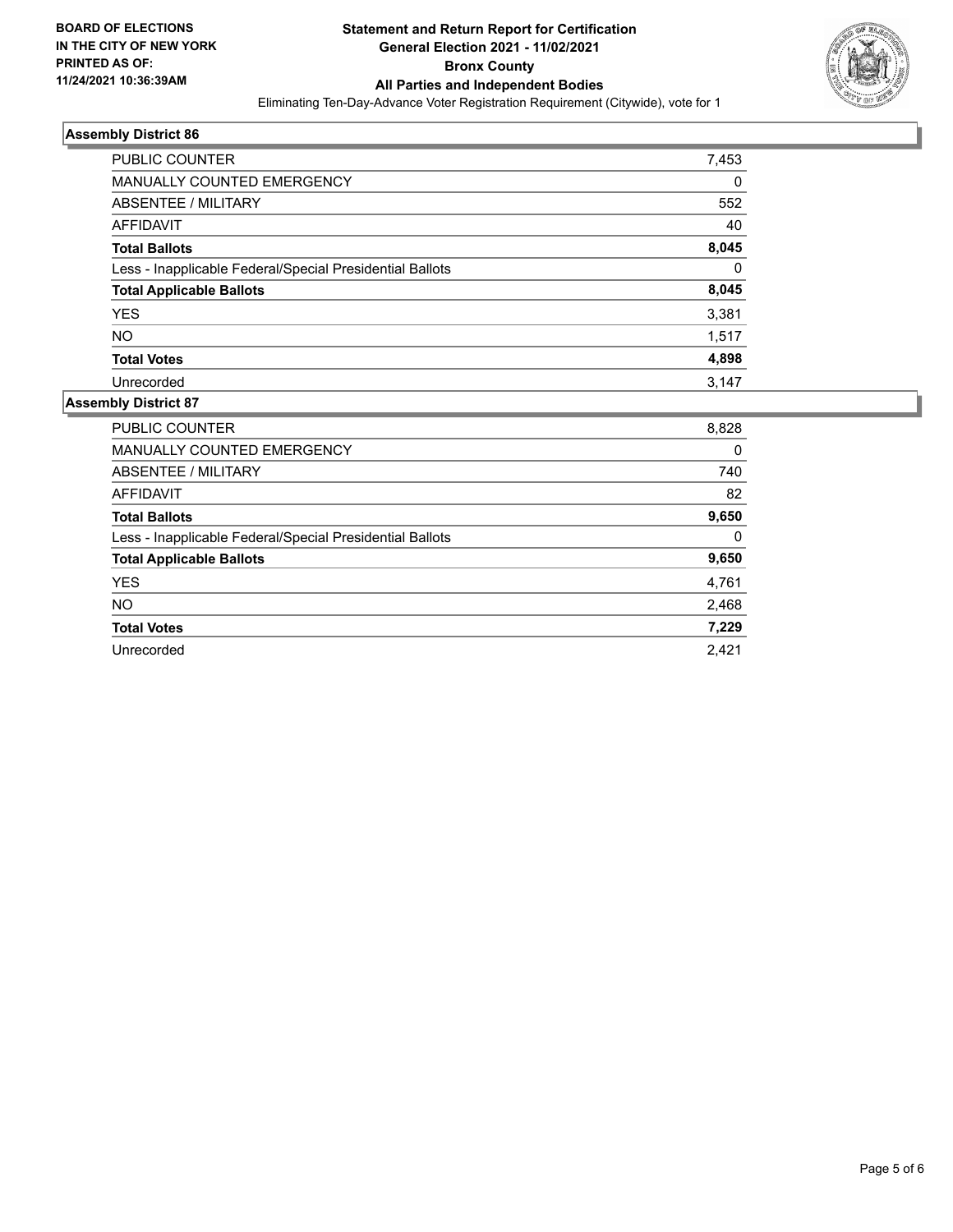**BOARD OF ELECTIONS IN THE CITY OF NEW YORK PRINTED AS OF: 11/24/2021 10:36:39AM**

# Statement and Return Report for Certification
## General Election 2021 - 11/02/2021
## Bronx County
## All Parties and Independent Bodies

Eliminating Ten-Day-Advance Voter Registration Requirement (Citywide), vote for 1

### Assembly District 86

| | |
|---|---|
| PUBLIC COUNTER | 7,453 |
| MANUALLY COUNTED EMERGENCY | 0 |
| ABSENTEE / MILITARY | 552 |
| AFFIDAVIT | 40 |
| **Total Ballots** | **8,045** |
| Less - Inapplicable Federal/Special Presidential Ballots | 0 |
| **Total Applicable Ballots** | **8,045** |
| YES | 3,381 |
| NO | 1,517 |
| **Total Votes** | **4,898** |
| Unrecorded | 3,147 |

### Assembly District 87

| | |
|---|---|
| PUBLIC COUNTER | 8,828 |
| MANUALLY COUNTED EMERGENCY | 0 |
| ABSENTEE / MILITARY | 740 |
| AFFIDAVIT | 82 |
| **Total Ballots** | **9,650** |
| Less - Inapplicable Federal/Special Presidential Ballots | 0 |
| **Total Applicable Ballots** | **9,650** |
| YES | 4,761 |
| NO | 2,468 |
| **Total Votes** | **7,229** |
| Unrecorded | 2,421 |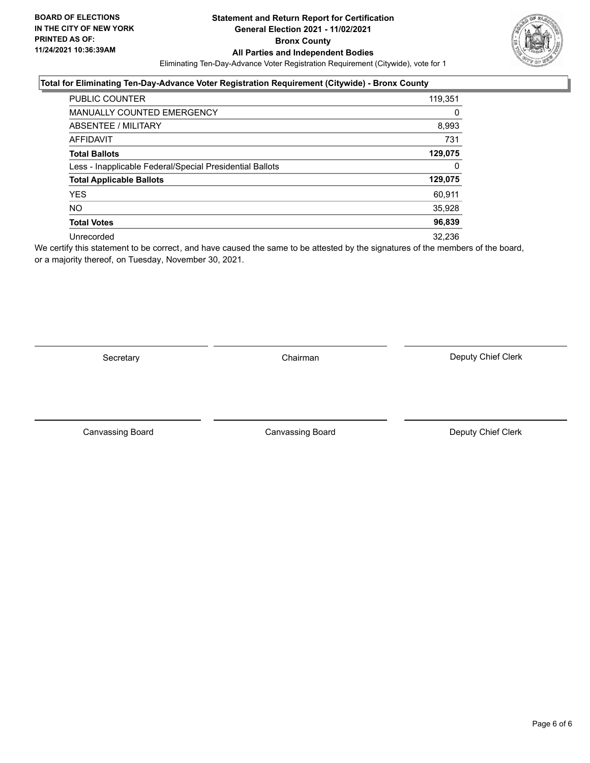**BOARD OF ELECTIONS IN THE CITY OF NEW YORK PRINTED AS OF: 11/24/2021 10:36:39AM**

# Statement and Return Report for Certification
## General Election 2021 - 11/02/2021
## Bronx County
## All Parties and Independent Bodies

Eliminating Ten-Day-Advance Voter Registration Requirement (Citywide), vote for 1

### Total for Eliminating Ten-Day-Advance Voter Registration Requirement (Citywide) - Bronx County

| | |
|---|---|
| PUBLIC COUNTER | 119,351 |
| MANUALLY COUNTED EMERGENCY | 0 |
| ABSENTEE / MILITARY | 8,993 |
| AFFIDAVIT | 731 |
| **Total Ballots** | **129,075** |
| Less - Inapplicable Federal/Special Presidential Ballots | 0 |
| **Total Applicable Ballots** | **129,075** |
| YES | 60,911 |
| NO | 35,928 |
| **Total Votes** | **96,839** |
| Unrecorded | 32,236 |

We certify this statement to be correct, and have caused the same to be attested by the signatures of the members of the board, or a majority thereof, on Tuesday, November 30, 2021.

Secretary

Chairman

Deputy Chief Clerk

Canvassing Board

Canvassing Board

Deputy Chief Clerk